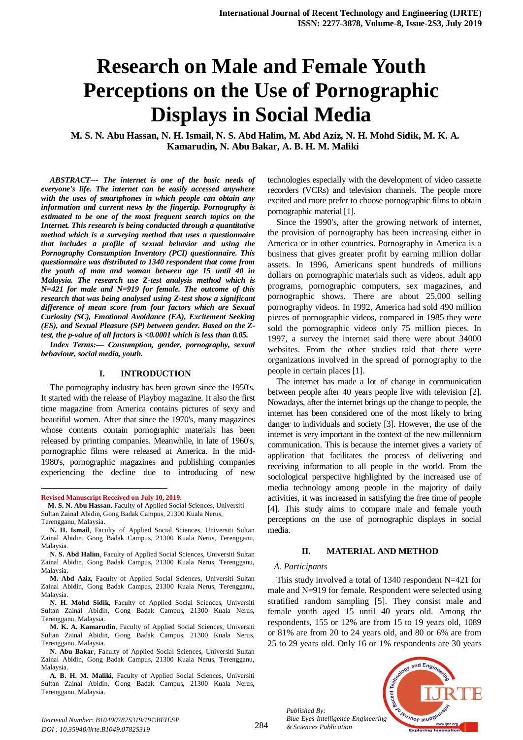# Research on Male and Female Youth Perceptions on the Use of Pornographic Displays in Social Media

**M. S. N. Abu Hassan, N. H. Ismail, N. S. Abd Halim, M. Abd Aziz, N. H. Mohd Sidik, M. K. A. Kamarudin, N. Abu Bakar, A. B. H. M. Maliki**

***ABSTRACT--- The internet is one of the basic needs of everyone's life. The internet can be easily accessed anywhere with the uses of smartphones in which people can obtain any information and current news by the fingertip. Pornography is estimated to be one of the most frequent search topics on the Internet. This research is being conducted through a quantitative method which is a surveying method that uses a questionnaire that includes a profile of sexual behavior and using the Pornography Consumption Inventory (PCI) questionnaire. This questionnaire was distributed to 1340 respondent that come from the youth of man and woman between age 15 until 40 in Malaysia. The research use Z-test analysis method which is N=421 for male and N=919 for female. The outcome of this research that was being analysed using Z-test show a significant difference of mean score from four factors which are Sexual Curiosity (SC), Emotional Avoidance (EA), Excitement Seeking (ES), and Sexual Pleasure (SP) between gender. Based on the Z-test, the p-value of all factors is <0.0001 which is less than 0.05.***

***Index Terms:— Consumption, gender, pornography, sexual behaviour, social media, youth.***

## I. INTRODUCTION

The pornography industry has been grown since the 1950's. It started with the release of Playboy magazine. It also the first time magazine from America contains pictures of sexy and beautiful women. After that since the 1970's, many magazines whose contents contain pornographic materials has been released by printing companies. Meanwhile, in late of 1960's, pornographic films were released at America. In the mid-1980's, pornographic magazines and publishing companies experiencing the decline due to introducing of new technologies especially with the development of video cassette recorders (VCRs) and television channels. The people more excited and more prefer to choose pornographic films to obtain pornographic material [1].

Since the 1990's, after the growing network of internet, the provision of pornography has been increasing either in America or in other countries. Pornography in America is a business that gives greater profit by earning million dollar assets. In 1996, Americans spent hundreds of millions dollars on pornographic materials such as videos, adult app programs, pornographic computers, sex magazines, and pornographic shows. There are about 25,000 selling pornography videos. In 1992, America had sold 490 million pieces of pornographic videos, compared in 1985 they were sold the pornographic videos only 75 million pieces. In 1997, a survey the internet said there were about 34000 websites. From the other studies told that there were organizations involved in the spread of pornography to the people in certain places [1].

The internet has made a lot of change in communication between people after 40 years people live with television [2]. Nowadays, after the internet brings up the change to people, the internet has been considered one of the most likely to bring danger to individuals and society [3]. However, the use of the internet is very important in the context of the new millennium communication. This is because the internet gives a variety of application that facilitates the process of delivering and receiving information to all people in the world. From the sociological perspective highlighted by the increased use of media technology among people in the majority of daily activities, it was increased in satisfying the free time of people [4]. This study aims to compare male and female youth perceptions on the use of pornographic displays in social media.

## II. MATERIAL AND METHOD

### A. Participants

This study involved a total of 1340 respondent N=421 for male and N=919 for female. Respondent were selected using stratified random sampling [5]. They consist male and female youth aged 15 until 40 years old. Among the respondents, 155 or 12% are from 15 to 19 years old, 1089 or 81% are from 20 to 24 years old, and 80 or 6% are from 25 to 29 years old. Only 16 or 1% respondents are 30 years

---

**Revised Manuscript Received on July 10, 2019.**

**M. S. N. Abu Hassan**, Faculty of Applied Social Sciences, Universiti Sultan Zainal Abidin, Gong Badak Campus, 21300 Kuala Nerus, Terengganu, Malaysia.

**N. H. Ismail**, Faculty of Applied Social Sciences, Universiti Sultan Zainal Abidin, Gong Badak Campus, 21300 Kuala Nerus, Terengganu, Malaysia.

**N. S. Abd Halim**, Faculty of Applied Social Sciences, Universiti Sultan Zainal Abidin, Gong Badak Campus, 21300 Kuala Nerus, Terengganu, Malaysia.

**M. Abd Aziz**, Faculty of Applied Social Sciences, Universiti Sultan Zainal Abidin, Gong Badak Campus, 21300 Kuala Nerus, Terengganu, Malaysia.

**N. H. Mohd Sidik**, Faculty of Applied Social Sciences, Universiti Sultan Zainal Abidin, Gong Badak Campus, 21300 Kuala Nerus, Terengganu, Malaysia.

**M. K. A. Kamarudin**, Faculty of Applied Social Sciences, Universiti Sultan Zainal Abidin, Gong Badak Campus, 21300 Kuala Nerus, Terengganu, Malaysia.

**N. Abu Bakar**, Faculty of Applied Social Sciences, Universiti Sultan Zainal Abidin, Gong Badak Campus, 21300 Kuala Nerus, Terengganu, Malaysia.

**A. B. H. M. Maliki**, Faculty of Applied Social Sciences, Universiti Sultan Zainal Abidin, Gong Badak Campus, 21300 Kuala Nerus, Terengganu, Malaysia.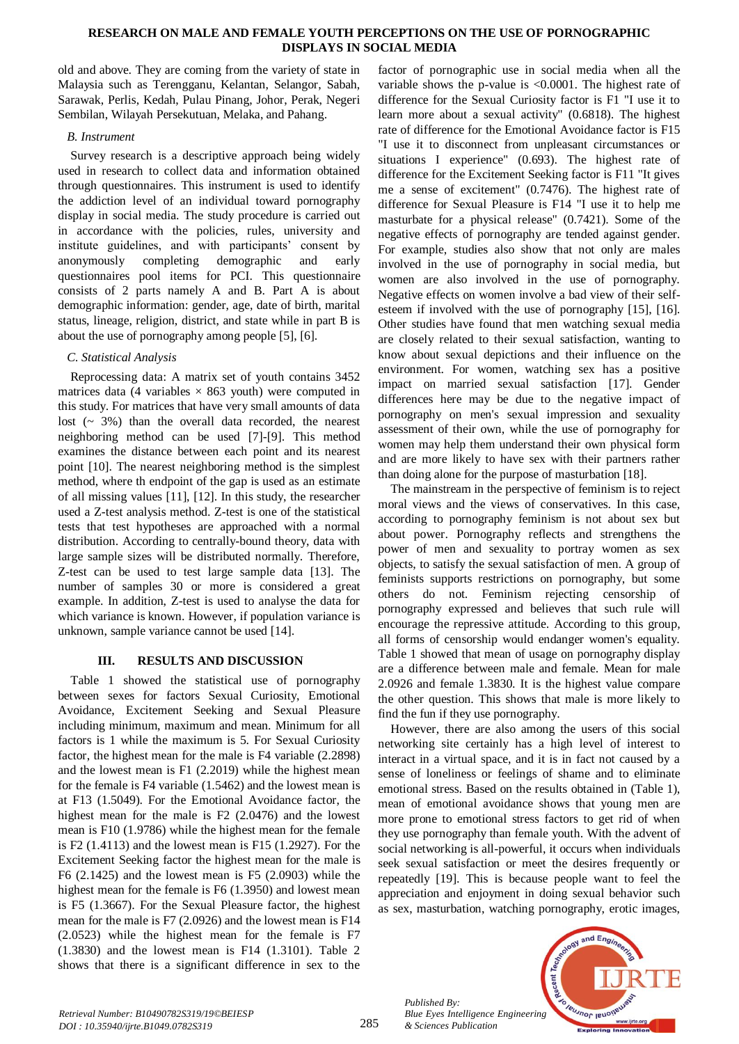old and above. They are coming from the variety of state in Malaysia such as Terengganu, Kelantan, Selangor, Sabah, Sarawak, Perlis, Kedah, Pulau Pinang, Johor, Perak, Negeri Sembilan, Wilayah Persekutuan, Melaka, and Pahang.

### *B. Instrument*

Survey research is a descriptive approach being widely used in research to collect data and information obtained through questionnaires. This instrument is used to identify the addiction level of an individual toward pornography display in social media. The study procedure is carried out in accordance with the policies, rules, university and institute guidelines, and with participants' consent by anonymously completing demographic and early questionnaires pool items for PCI. This questionnaire consists of 2 parts namely A and B. Part A is about demographic information: gender, age, date of birth, marital status, lineage, religion, district, and state while in part B is about the use of pornography among people [5], [6].

### *C. Statistical Analysis*

Reprocessing data: A matrix set of youth contains 3452 matrices data (4 variables × 863 youth) were computed in this study. For matrices that have very small amounts of data lost (~ 3%) than the overall data recorded, the nearest neighboring method can be used [7]-[9]. This method examines the distance between each point and its nearest point [10]. The nearest neighboring method is the simplest method, where th endpoint of the gap is used as an estimate of all missing values [11], [12]. In this study, the researcher used a Z-test analysis method. Z-test is one of the statistical tests that test hypotheses are approached with a normal distribution. According to centrally-bound theory, data with large sample sizes will be distributed normally. Therefore, Z-test can be used to test large sample data [13]. The number of samples 30 or more is considered a great example. In addition, Z-test is used to analyse the data for which variance is known. However, if population variance is unknown, sample variance cannot be used [14].

## III. RESULTS AND DISCUSSION

Table 1 showed the statistical use of pornography between sexes for factors Sexual Curiosity, Emotional Avoidance, Excitement Seeking and Sexual Pleasure including minimum, maximum and mean. Minimum for all factors is 1 while the maximum is 5. For Sexual Curiosity factor, the highest mean for the male is F4 variable (2.2898) and the lowest mean is F1 (2.2019) while the highest mean for the female is F4 variable (1.5462) and the lowest mean is at F13 (1.5049). For the Emotional Avoidance factor, the highest mean for the male is F2 (2.0476) and the lowest mean is F10 (1.9786) while the highest mean for the female is F2 (1.4113) and the lowest mean is F15 (1.2927). For the Excitement Seeking factor the highest mean for the male is F6 (2.1425) and the lowest mean is F5 (2.0903) while the highest mean for the female is F6 (1.3950) and lowest mean is F5 (1.3667). For the Sexual Pleasure factor, the highest mean for the male is F7 (2.0926) and the lowest mean is F14 (2.0523) while the highest mean for the female is F7 (1.3830) and the lowest mean is F14 (1.3101). Table 2 shows that there is a significant difference in sex to the factor of pornographic use in social media when all the variable shows the p-value is <0.0001. The highest rate of difference for the Sexual Curiosity factor is F1 "I use it to learn more about a sexual activity" (0.6818). The highest rate of difference for the Emotional Avoidance factor is F15 "I use it to disconnect from unpleasant circumstances or situations I experience" (0.693). The highest rate of difference for the Excitement Seeking factor is F11 "It gives me a sense of excitement" (0.7476). The highest rate of difference for Sexual Pleasure is F14 "I use it to help me masturbate for a physical release" (0.7421). Some of the negative effects of pornography are tended against gender. For example, studies also show that not only are males involved in the use of pornography in social media, but women are also involved in the use of pornography. Negative effects on women involve a bad view of their self-esteem if involved with the use of pornography [15], [16]. Other studies have found that men watching sexual media are closely related to their sexual satisfaction, wanting to know about sexual depictions and their influence on the environment. For women, watching sex has a positive impact on married sexual satisfaction [17]. Gender differences here may be due to the negative impact of pornography on men's sexual impression and sexuality assessment of their own, while the use of pornography for women may help them understand their own physical form and are more likely to have sex with their partners rather than doing alone for the purpose of masturbation [18].

The mainstream in the perspective of feminism is to reject moral views and the views of conservatives. In this case, according to pornography feminism is not about sex but about power. Pornography reflects and strengthens the power of men and sexuality to portray women as sex objects, to satisfy the sexual satisfaction of men. A group of feminists supports restrictions on pornography, but some others do not. Feminism rejecting censorship of pornography expressed and believes that such rule will encourage the repressive attitude. According to this group, all forms of censorship would endanger women's equality. Table 1 showed that mean of usage on pornography display are a difference between male and female. Mean for male 2.0926 and female 1.3830. It is the highest value compare the other question. This shows that male is more likely to find the fun if they use pornography.

However, there are also among the users of this social networking site certainly has a high level of interest to interact in a virtual space, and it is in fact not caused by a sense of loneliness or feelings of shame and to eliminate emotional stress. Based on the results obtained in (Table 1), mean of emotional avoidance shows that young men are more prone to emotional stress factors to get rid of when they use pornography than female youth. With the advent of social networking is all-powerful, it occurs when individuals seek sexual satisfaction or meet the desires frequently or repeatedly [19]. This is because people want to feel the appreciation and enjoyment in doing sexual behavior such as sex, masturbation, watching pornography, erotic images,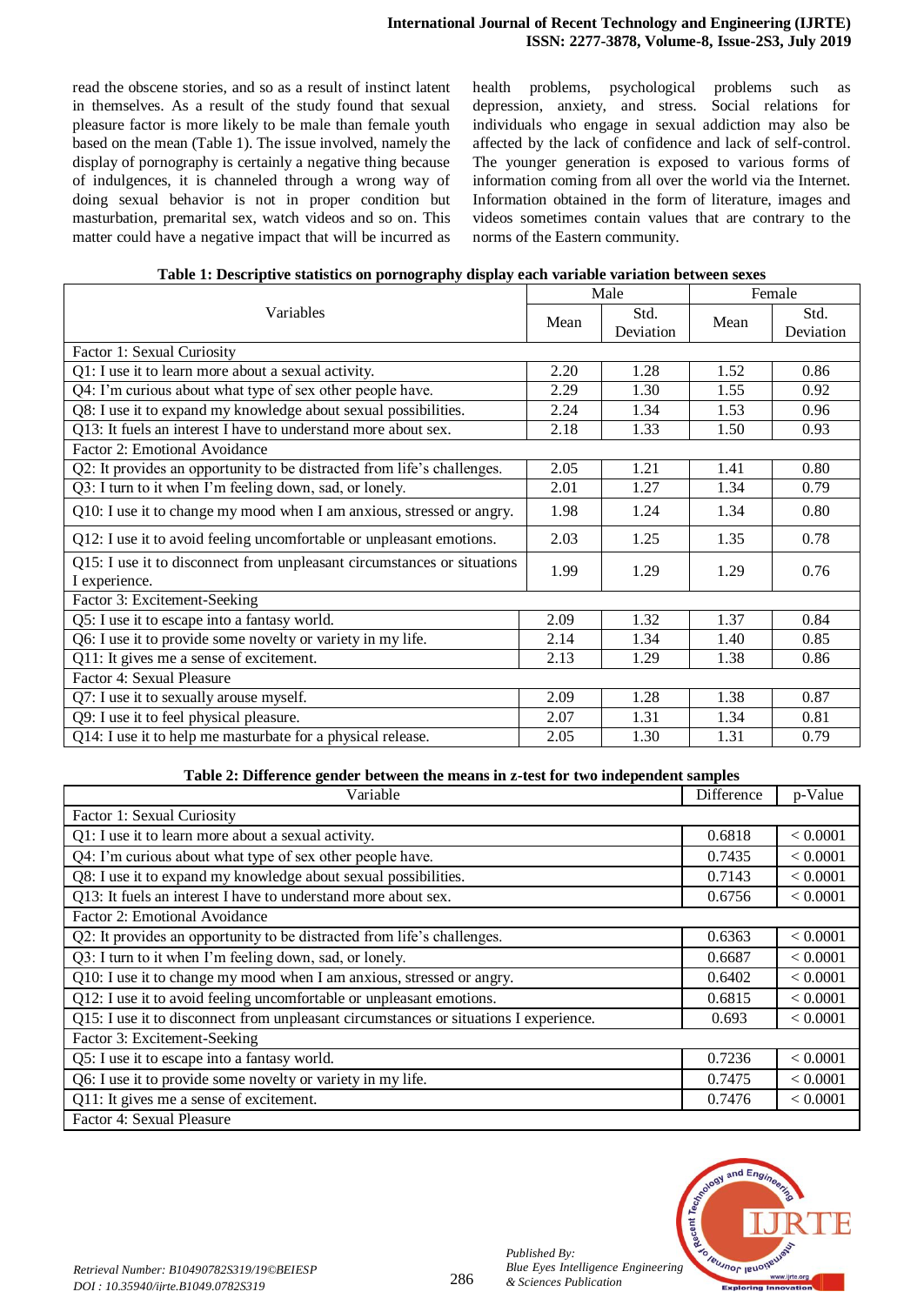read the obscene stories, and so as a result of instinct latent in themselves. As a result of the study found that sexual pleasure factor is more likely to be male than female youth based on the mean (Table 1). The issue involved, namely the display of pornography is certainly a negative thing because of indulgences, it is channeled through a wrong way of doing sexual behavior is not in proper condition but masturbation, premarital sex, watch videos and so on. This matter could have a negative impact that will be incurred as health problems, psychological problems such as depression, anxiety, and stress. Social relations for individuals who engage in sexual addiction may also be affected by the lack of confidence and lack of self-control. The younger generation is exposed to various forms of information coming from all over the world via the Internet. Information obtained in the form of literature, images and videos sometimes contain values that are contrary to the norms of the Eastern community.

**Table 1: Descriptive statistics on pornography display each variable variation between sexes**

| Variables | Male | | Female | |
|---|---|---|---|---|
| | Mean | Std. Deviation | Mean | Std. Deviation |
| Factor 1: Sexual Curiosity | | | | |
| Q1: I use it to learn more about a sexual activity. | 2.20 | 1.28 | 1.52 | 0.86 |
| Q4: I'm curious about what type of sex other people have. | 2.29 | 1.30 | 1.55 | 0.92 |
| Q8: I use it to expand my knowledge about sexual possibilities. | 2.24 | 1.34 | 1.53 | 0.96 |
| Q13: It fuels an interest I have to understand more about sex. | 2.18 | 1.33 | 1.50 | 0.93 |
| Factor 2: Emotional Avoidance | | | | |
| Q2: It provides an opportunity to be distracted from life's challenges. | 2.05 | 1.21 | 1.41 | 0.80 |
| Q3: I turn to it when I'm feeling down, sad, or lonely. | 2.01 | 1.27 | 1.34 | 0.79 |
| Q10: I use it to change my mood when I am anxious, stressed or angry. | 1.98 | 1.24 | 1.34 | 0.80 |
| Q12: I use it to avoid feeling uncomfortable or unpleasant emotions. | 2.03 | 1.25 | 1.35 | 0.78 |
| Q15: I use it to disconnect from unpleasant circumstances or situations I experience. | 1.99 | 1.29 | 1.29 | 0.76 |
| Factor 3: Excitement-Seeking | | | | |
| Q5: I use it to escape into a fantasy world. | 2.09 | 1.32 | 1.37 | 0.84 |
| Q6: I use it to provide some novelty or variety in my life. | 2.14 | 1.34 | 1.40 | 0.85 |
| Q11: It gives me a sense of excitement. | 2.13 | 1.29 | 1.38 | 0.86 |
| Factor 4: Sexual Pleasure | | | | |
| Q7: I use it to sexually arouse myself. | 2.09 | 1.28 | 1.38 | 0.87 |
| Q9: I use it to feel physical pleasure. | 2.07 | 1.31 | 1.34 | 0.81 |
| Q14: I use it to help me masturbate for a physical release. | 2.05 | 1.30 | 1.31 | 0.79 |

**Table 2: Difference gender between the means in z-test for two independent samples**

| Variable | Difference | p-Value |
|---|---|---|
| Factor 1: Sexual Curiosity | | |
| Q1: I use it to learn more about a sexual activity. | 0.6818 | < 0.0001 |
| Q4: I'm curious about what type of sex other people have. | 0.7435 | < 0.0001 |
| Q8: I use it to expand my knowledge about sexual possibilities. | 0.7143 | < 0.0001 |
| Q13: It fuels an interest I have to understand more about sex. | 0.6756 | < 0.0001 |
| Factor 2: Emotional Avoidance | | |
| Q2: It provides an opportunity to be distracted from life's challenges. | 0.6363 | < 0.0001 |
| Q3: I turn to it when I'm feeling down, sad, or lonely. | 0.6687 | < 0.0001 |
| Q10: I use it to change my mood when I am anxious, stressed or angry. | 0.6402 | < 0.0001 |
| Q12: I use it to avoid feeling uncomfortable or unpleasant emotions. | 0.6815 | < 0.0001 |
| Q15: I use it to disconnect from unpleasant circumstances or situations I experience. | 0.693 | < 0.0001 |
| Factor 3: Excitement-Seeking | | |
| Q5: I use it to escape into a fantasy world. | 0.7236 | < 0.0001 |
| Q6: I use it to provide some novelty or variety in my life. | 0.7475 | < 0.0001 |
| Q11: It gives me a sense of excitement. | 0.7476 | < 0.0001 |
| Factor 4: Sexual Pleasure | | |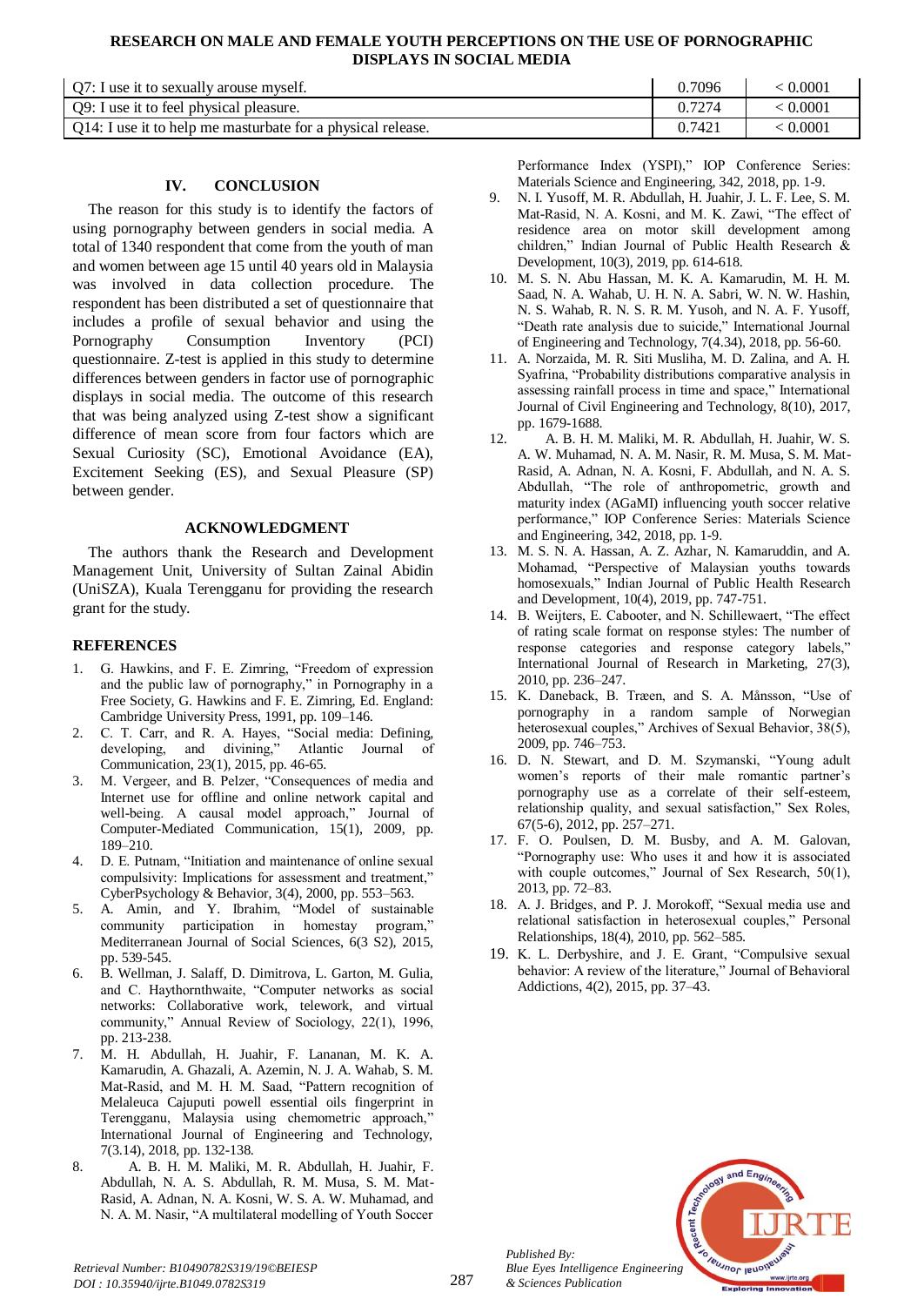| | | |
|---|---|---|
| Q7: I use it to sexually arouse myself. | 0.7096 | < 0.0001 |
| Q9: I use it to feel physical pleasure. | 0.7274 | < 0.0001 |
| Q14: I use it to help me masturbate for a physical release. | 0.7421 | < 0.0001 |

## IV. CONCLUSION

The reason for this study is to identify the factors of using pornography between genders in social media. A total of 1340 respondent that come from the youth of man and women between age 15 until 40 years old in Malaysia was involved in data collection procedure. The respondent has been distributed a set of questionnaire that includes a profile of sexual behavior and using the Pornography Consumption Inventory (PCI) questionnaire. Z-test is applied in this study to determine differences between genders in factor use of pornographic displays in social media. The outcome of this research that was being analyzed using Z-test show a significant difference of mean score from four factors which are Sexual Curiosity (SC), Emotional Avoidance (EA), Excitement Seeking (ES), and Sexual Pleasure (SP) between gender.

## ACKNOWLEDGMENT

The authors thank the Research and Development Management Unit, University of Sultan Zainal Abidin (UniSZA), Kuala Terengganu for providing the research grant for the study.

## REFERENCES

1. G. Hawkins, and F. E. Zimring, "Freedom of expression and the public law of pornography," in Pornography in a Free Society, G. Hawkins and F. E. Zimring, Ed. England: Cambridge University Press, 1991, pp. 109–146.
2. C. T. Carr, and R. A. Hayes, "Social media: Defining, developing, and divining," Atlantic Journal of Communication, 23(1), 2015, pp. 46-65.
3. M. Vergeer, and B. Pelzer, "Consequences of media and Internet use for offline and online network capital and well-being. A causal model approach," Journal of Computer-Mediated Communication, 15(1), 2009, pp. 189–210.
4. D. E. Putnam, "Initiation and maintenance of online sexual compulsivity: Implications for assessment and treatment," CyberPsychology & Behavior, 3(4), 2000, pp. 553–563.
5. A. Amin, and Y. Ibrahim, "Model of sustainable community participation in homestay program," Mediterranean Journal of Social Sciences, 6(3 S2), 2015, pp. 539-545.
6. B. Wellman, J. Salaff, D. Dimitrova, L. Garton, M. Gulia, and C. Haythornthwaite, "Computer networks as social networks: Collaborative work, telework, and virtual community," Annual Review of Sociology, 22(1), 1996, pp. 213-238.
7. M. H. Abdullah, H. Juahir, F. Lananan, M. K. A. Kamarudin, A. Ghazali, A. Azemin, N. J. A. Wahab, S. M. Mat-Rasid, and M. H. M. Saad, "Pattern recognition of Melaleuca Cajuputi powell essential oils fingerprint in Terengganu, Malaysia using chemometric approach," International Journal of Engineering and Technology, 7(3.14), 2018, pp. 132-138.
8. A. B. H. M. Maliki, M. R. Abdullah, H. Juahir, F. Abdullah, N. A. S. Abdullah, R. M. Musa, S. M. Mat-Rasid, A. Adnan, N. A. Kosni, W. S. A. W. Muhamad, and N. A. M. Nasir, "A multilateral modelling of Youth Soccer Performance Index (YSPI)," IOP Conference Series: Materials Science and Engineering, 342, 2018, pp. 1-9.
9. N. I. Yusoff, M. R. Abdullah, H. Juahir, J. L. F. Lee, S. M. Mat-Rasid, N. A. Kosni, and M. K. Zawi, "The effect of residence area on motor skill development among children," Indian Journal of Public Health Research & Development, 10(3), 2019, pp. 614-618.
10. M. S. N. Abu Hassan, M. K. A. Kamarudin, M. H. M. Saad, N. A. Wahab, U. H. N. A. Sabri, W. N. W. Hashin, N. S. Wahab, R. N. S. R. M. Yusoh, and N. A. F. Yusoff, "Death rate analysis due to suicide," International Journal of Engineering and Technology, 7(4.34), 2018, pp. 56-60.
11. A. Norzaida, M. R. Siti Musliha, M. D. Zalina, and A. H. Syafrina, "Probability distributions comparative analysis in assessing rainfall process in time and space," International Journal of Civil Engineering and Technology, 8(10), 2017, pp. 1679-1688.
12. A. B. H. M. Maliki, M. R. Abdullah, H. Juahir, W. S. A. W. Muhamad, N. A. M. Nasir, R. M. Musa, S. M. Mat-Rasid, A. Adnan, N. A. Kosni, F. Abdullah, and N. A. S. Abdullah, "The role of anthropometric, growth and maturity index (AGaMI) influencing youth soccer relative performance," IOP Conference Series: Materials Science and Engineering, 342, 2018, pp. 1-9.
13. M. S. N. A. Hassan, A. Z. Azhar, N. Kamaruddin, and A. Mohamad, "Perspective of Malaysian youths towards homosexuals," Indian Journal of Public Health Research and Development, 10(4), 2019, pp. 747-751.
14. B. Weijters, E. Cabooter, and N. Schillewaert, "The effect of rating scale format on response styles: The number of response categories and response category labels," International Journal of Research in Marketing, 27(3), 2010, pp. 236–247.
15. K. Daneback, B. Træen, and S. A. Månsson, "Use of pornography in a random sample of Norwegian heterosexual couples," Archives of Sexual Behavior, 38(5), 2009, pp. 746–753.
16. D. N. Stewart, and D. M. Szymanski, "Young adult women's reports of their male romantic partner's pornography use as a correlate of their self-esteem, relationship quality, and sexual satisfaction," Sex Roles, 67(5-6), 2012, pp. 257–271.
17. F. O. Poulsen, D. M. Busby, and A. M. Galovan, "Pornography use: Who uses it and how it is associated with couple outcomes," Journal of Sex Research, 50(1), 2013, pp. 72–83.
18. A. J. Bridges, and P. J. Morokoff, "Sexual media use and relational satisfaction in heterosexual couples," Personal Relationships, 18(4), 2010, pp. 562–585.
19. K. L. Derbyshire, and J. E. Grant, "Compulsive sexual behavior: A review of the literature," Journal of Behavioral Addictions, 4(2), 2015, pp. 37–43.